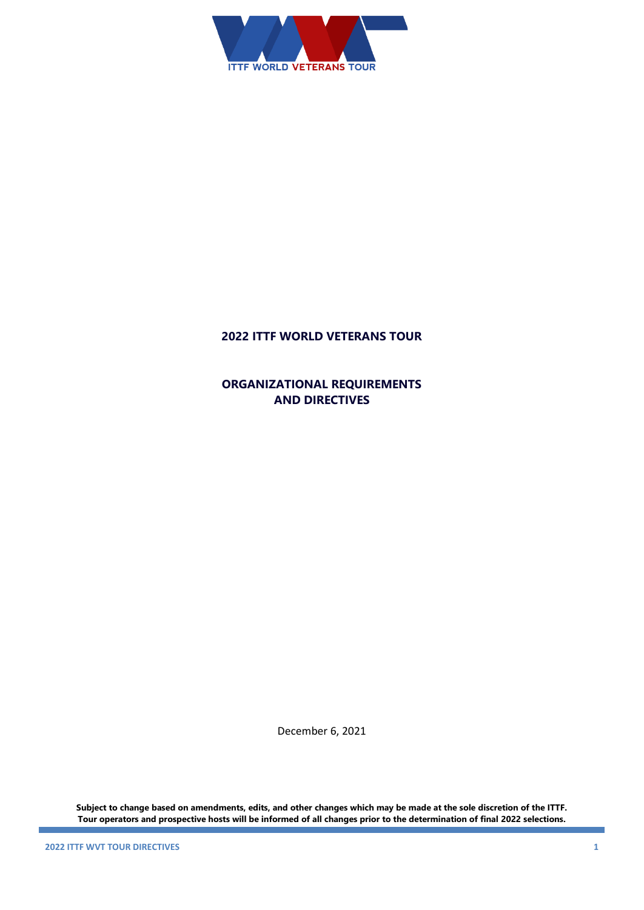# 2022 ITTF WORLD VETERANS TOUR

## ORGANIZATIONAL REQUIREMENTS AND DIRECTIVES

December 6, 2021

**Subject to change based on amendments, edits, and other changes which may be made at the sole discretion of the ITTF. Tour operators and prospective hosts will be informed of all changes prior to the determination of final 2022 selections.**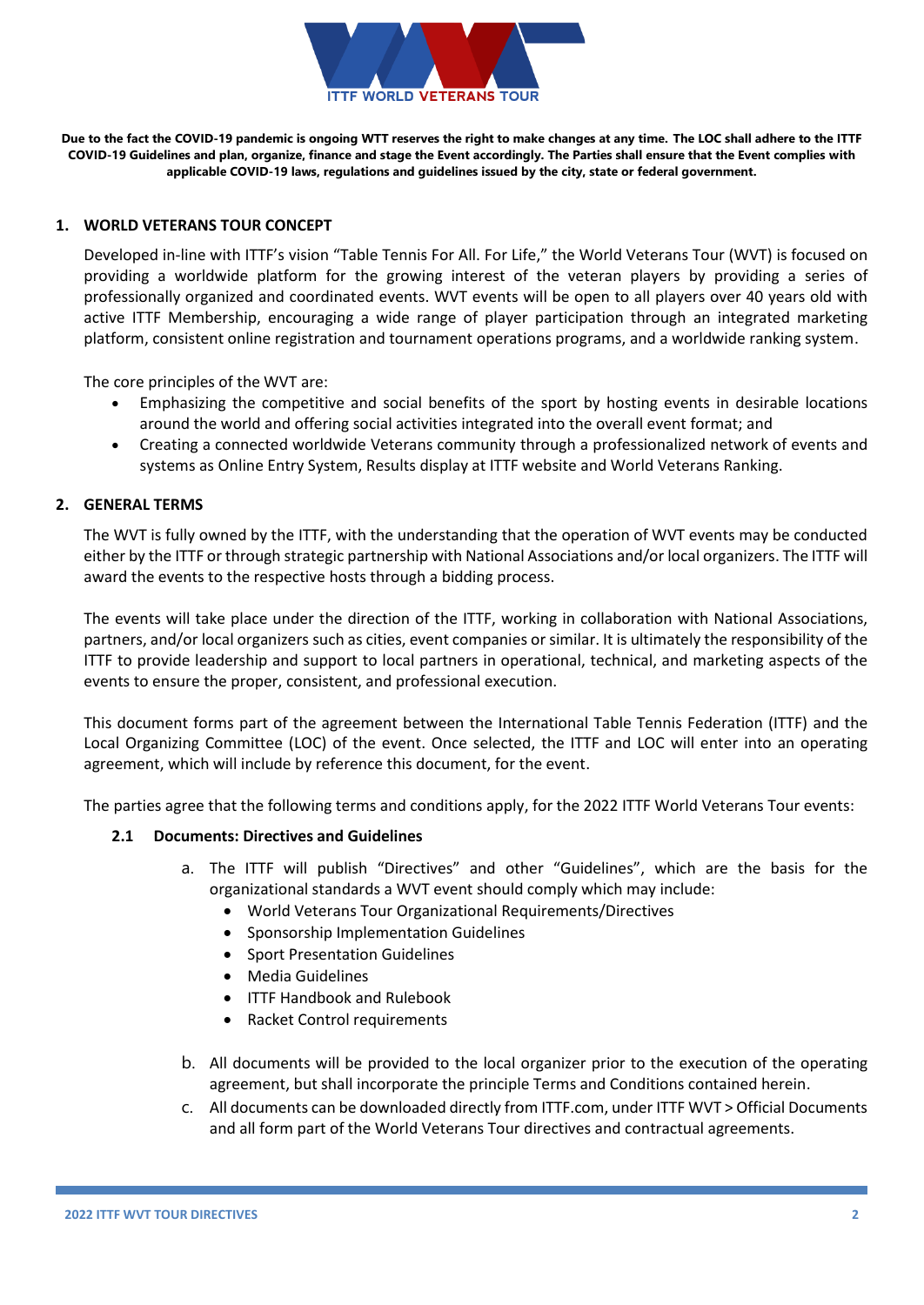**Due to the fact the COVID-19 pandemic is ongoing WTT reserves the right to make changes at any time. The LOC shall adhere to the ITTF COVID-19 Guidelines and plan, organize, finance and stage the Event accordingly. The Parties shall ensure that the Event complies with applicable COVID-19 laws, regulations and guidelines issued by the city, state or federal government.**

## 1. WORLD VETERANS TOUR CONCEPT

Developed in-line with ITTF's vision "Table Tennis For All. For Life," the World Veterans Tour (WVT) is focused on providing a worldwide platform for the growing interest of the veteran players by providing a series of professionally organized and coordinated events. WVT events will be open to all players over 40 years old with active ITTF Membership, encouraging a wide range of player participation through an integrated marketing platform, consistent online registration and tournament operations programs, and a worldwide ranking system.

The core principles of the WVT are:

- Emphasizing the competitive and social benefits of the sport by hosting events in desirable locations around the world and offering social activities integrated into the overall event format; and
- Creating a connected worldwide Veterans community through a professionalized network of events and systems as Online Entry System, Results display at ITTF website and World Veterans Ranking.

## 2. GENERAL TERMS

The WVT is fully owned by the ITTF, with the understanding that the operation of WVT events may be conducted either by the ITTF or through strategic partnership with National Associations and/or local organizers. The ITTF will award the events to the respective hosts through a bidding process.

The events will take place under the direction of the ITTF, working in collaboration with National Associations, partners, and/or local organizers such as cities, event companies or similar. It is ultimately the responsibility of the ITTF to provide leadership and support to local partners in operational, technical, and marketing aspects of the events to ensure the proper, consistent, and professional execution.

This document forms part of the agreement between the International Table Tennis Federation (ITTF) and the Local Organizing Committee (LOC) of the event. Once selected, the ITTF and LOC will enter into an operating agreement, which will include by reference this document, for the event.

The parties agree that the following terms and conditions apply, for the 2022 ITTF World Veterans Tour events:

### 2.1 Documents: Directives and Guidelines

a. The ITTF will publish "Directives" and other "Guidelines", which are the basis for the organizational standards a WVT event should comply which may include:
   - World Veterans Tour Organizational Requirements/Directives
   - Sponsorship Implementation Guidelines
   - Sport Presentation Guidelines
   - Media Guidelines
   - ITTF Handbook and Rulebook
   - Racket Control requirements

b. All documents will be provided to the local organizer prior to the execution of the operating agreement, but shall incorporate the principle Terms and Conditions contained herein.

c. All documents can be downloaded directly from ITTF.com, under ITTF WVT > Official Documents and all form part of the World Veterans Tour directives and contractual agreements.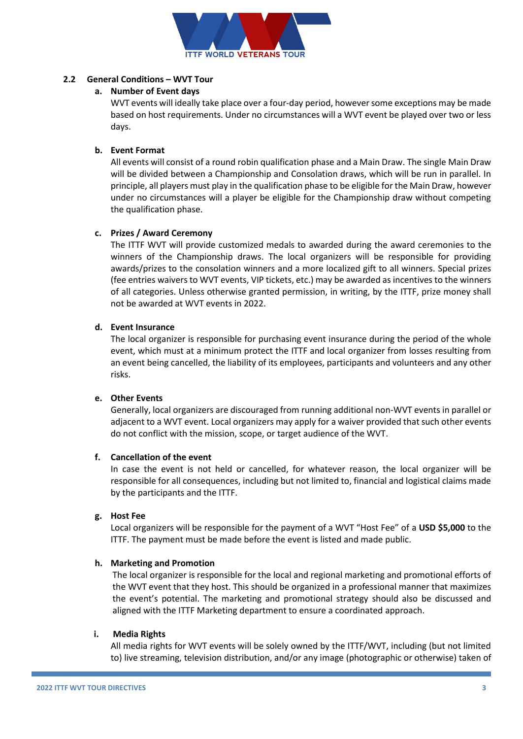## 2.2 General Conditions – WVT Tour

### a. Number of Event days

WVT events will ideally take place over a four-day period, however some exceptions may be made based on host requirements. Under no circumstances will a WVT event be played over two or less days.

### b. Event Format

All events will consist of a round robin qualification phase and a Main Draw. The single Main Draw will be divided between a Championship and Consolation draws, which will be run in parallel. In principle, all players must play in the qualification phase to be eligible for the Main Draw, however under no circumstances will a player be eligible for the Championship draw without competing the qualification phase.

### c. Prizes / Award Ceremony

The ITTF WVT will provide customized medals to awarded during the award ceremonies to the winners of the Championship draws. The local organizers will be responsible for providing awards/prizes to the consolation winners and a more localized gift to all winners. Special prizes (fee entries waivers to WVT events, VIP tickets, etc.) may be awarded as incentives to the winners of all categories. Unless otherwise granted permission, in writing, by the ITTF, prize money shall not be awarded at WVT events in 2022.

### d. Event Insurance

The local organizer is responsible for purchasing event insurance during the period of the whole event, which must at a minimum protect the ITTF and local organizer from losses resulting from an event being cancelled, the liability of its employees, participants and volunteers and any other risks.

### e. Other Events

Generally, local organizers are discouraged from running additional non-WVT events in parallel or adjacent to a WVT event. Local organizers may apply for a waiver provided that such other events do not conflict with the mission, scope, or target audience of the WVT.

### f. Cancellation of the event

In case the event is not held or cancelled, for whatever reason, the local organizer will be responsible for all consequences, including but not limited to, financial and logistical claims made by the participants and the ITTF.

### g. Host Fee

Local organizers will be responsible for the payment of a WVT "Host Fee" of a **USD $5,000** to the ITTF. The payment must be made before the event is listed and made public.

### h. Marketing and Promotion

The local organizer is responsible for the local and regional marketing and promotional efforts of the WVT event that they host. This should be organized in a professional manner that maximizes the event's potential. The marketing and promotional strategy should also be discussed and aligned with the ITTF Marketing department to ensure a coordinated approach.

### i. Media Rights

All media rights for WVT events will be solely owned by the ITTF/WVT, including (but not limited to) live streaming, television distribution, and/or any image (photographic or otherwise) taken of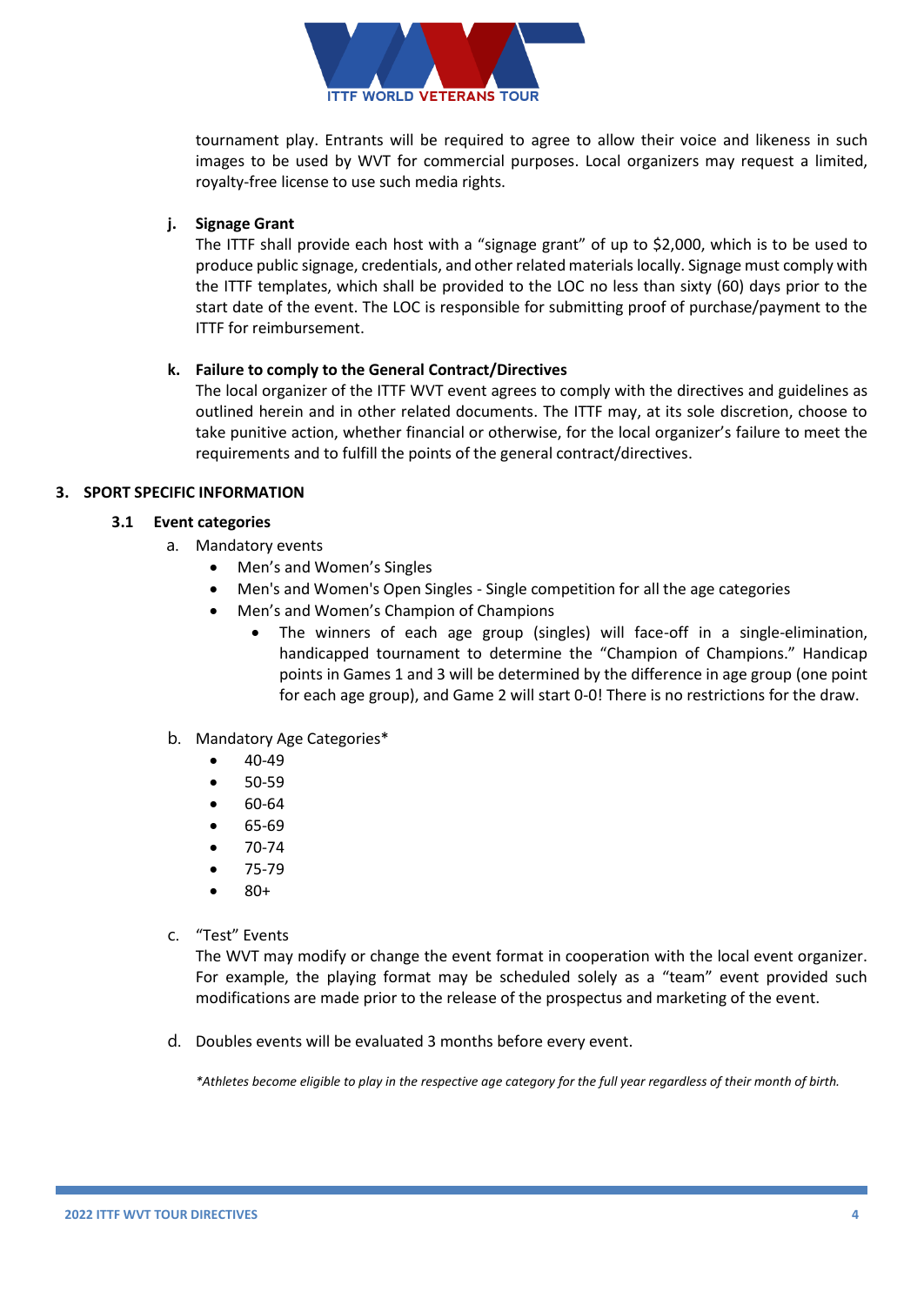tournament play. Entrants will be required to agree to allow their voice and likeness in such images to be used by WVT for commercial purposes. Local organizers may request a limited, royalty-free license to use such media rights.

**j. Signage Grant**

The ITTF shall provide each host with a "signage grant" of up to $2,000, which is to be used to produce public signage, credentials, and other related materials locally. Signage must comply with the ITTF templates, which shall be provided to the LOC no less than sixty (60) days prior to the start date of the event. The LOC is responsible for submitting proof of purchase/payment to the ITTF for reimbursement.

**k. Failure to comply to the General Contract/Directives**

The local organizer of the ITTF WVT event agrees to comply with the directives and guidelines as outlined herein and in other related documents. The ITTF may, at its sole discretion, choose to take punitive action, whether financial or otherwise, for the local organizer's failure to meet the requirements and to fulfill the points of the general contract/directives.

## 3. SPORT SPECIFIC INFORMATION

### 3.1 Event categories

a. Mandatory events

- Men's and Women's Singles
- Men's and Women's Open Singles - Single competition for all the age categories
- Men's and Women's Champion of Champions
  - The winners of each age group (singles) will face-off in a single-elimination, handicapped tournament to determine the "Champion of Champions." Handicap points in Games 1 and 3 will be determined by the difference in age group (one point for each age group), and Game 2 will start 0-0! There is no restrictions for the draw.

b. Mandatory Age Categories*

- 40-49
- 50-59
- 60-64
- 65-69
- 70-74
- 75-79
- 80+

c. "Test" Events

The WVT may modify or change the event format in cooperation with the local event organizer. For example, the playing format may be scheduled solely as a "team" event provided such modifications are made prior to the release of the prospectus and marketing of the event.

d. Doubles events will be evaluated 3 months before every event.

*\*Athletes become eligible to play in the respective age category for the full year regardless of their month of birth.*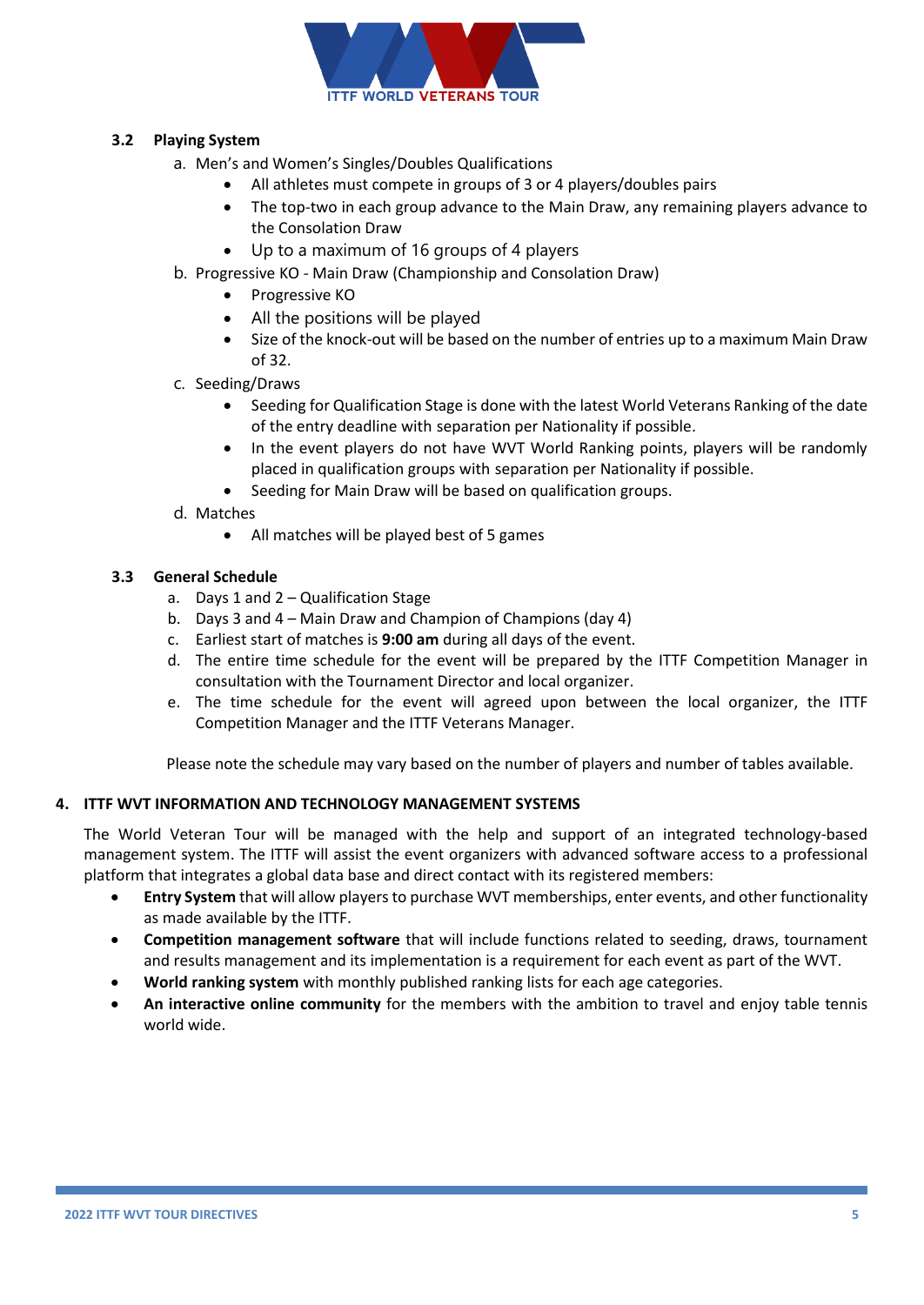### 3.2 Playing System

a. Men's and Women's Singles/Doubles Qualifications
  - All athletes must compete in groups of 3 or 4 players/doubles pairs
  - The top-two in each group advance to the Main Draw, any remaining players advance to the Consolation Draw
  - Up to a maximum of 16 groups of 4 players

b. Progressive KO - Main Draw (Championship and Consolation Draw)
  - Progressive KO
  - All the positions will be played
  - Size of the knock-out will be based on the number of entries up to a maximum Main Draw of 32.

c. Seeding/Draws
  - Seeding for Qualification Stage is done with the latest World Veterans Ranking of the date of the entry deadline with separation per Nationality if possible.
  - In the event players do not have WVT World Ranking points, players will be randomly placed in qualification groups with separation per Nationality if possible.
  - Seeding for Main Draw will be based on qualification groups.

d. Matches
  - All matches will be played best of 5 games

### 3.3 General Schedule

a. Days 1 and 2 – Qualification Stage
b. Days 3 and 4 – Main Draw and Champion of Champions (day 4)
c. Earliest start of matches is **9:00 am** during all days of the event.
d. The entire time schedule for the event will be prepared by the ITTF Competition Manager in consultation with the Tournament Director and local organizer.
e. The time schedule for the event will agreed upon between the local organizer, the ITTF Competition Manager and the ITTF Veterans Manager.

Please note the schedule may vary based on the number of players and number of tables available.

## 4. ITTF WVT INFORMATION AND TECHNOLOGY MANAGEMENT SYSTEMS

The World Veteran Tour will be managed with the help and support of an integrated technology-based management system. The ITTF will assist the event organizers with advanced software access to a professional platform that integrates a global data base and direct contact with its registered members:

- **Entry System** that will allow players to purchase WVT memberships, enter events, and other functionality as made available by the ITTF.
- **Competition management software** that will include functions related to seeding, draws, tournament and results management and its implementation is a requirement for each event as part of the WVT.
- **World ranking system** with monthly published ranking lists for each age categories.
- **An interactive online community** for the members with the ambition to travel and enjoy table tennis world wide.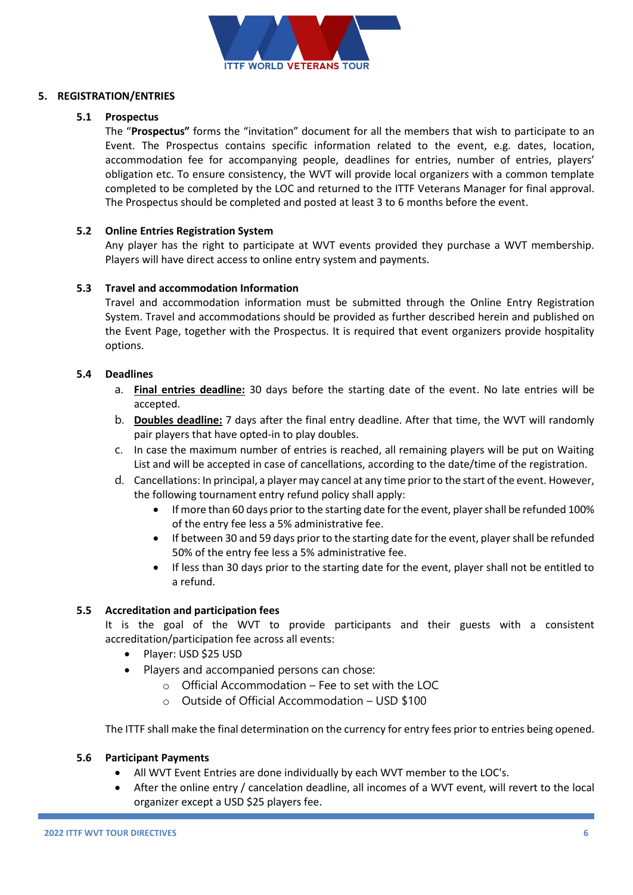## 5. REGISTRATION/ENTRIES

### 5.1 Prospectus

The "**Prospectus"** forms the "invitation" document for all the members that wish to participate to an Event. The Prospectus contains specific information related to the event, e.g. dates, location, accommodation fee for accompanying people, deadlines for entries, number of entries, players' obligation etc. To ensure consistency, the WVT will provide local organizers with a common template completed to be completed by the LOC and returned to the ITTF Veterans Manager for final approval. The Prospectus should be completed and posted at least 3 to 6 months before the event.

### 5.2 Online Entries Registration System

Any player has the right to participate at WVT events provided they purchase a WVT membership. Players will have direct access to online entry system and payments.

### 5.3 Travel and accommodation Information

Travel and accommodation information must be submitted through the Online Entry Registration System. Travel and accommodations should be provided as further described herein and published on the Event Page, together with the Prospectus. It is required that event organizers provide hospitality options.

### 5.4 Deadlines

a. **Final entries deadline:** 30 days before the starting date of the event. No late entries will be accepted.
b. **Doubles deadline:** 7 days after the final entry deadline. After that time, the WVT will randomly pair players that have opted-in to play doubles.
c. In case the maximum number of entries is reached, all remaining players will be put on Waiting List and will be accepted in case of cancellations, according to the date/time of the registration.
d. Cancellations: In principal, a player may cancel at any time prior to the start of the event. However, the following tournament entry refund policy shall apply:
    - If more than 60 days prior to the starting date for the event, player shall be refunded 100% of the entry fee less a 5% administrative fee.
    - If between 30 and 59 days prior to the starting date for the event, player shall be refunded 50% of the entry fee less a 5% administrative fee.
    - If less than 30 days prior to the starting date for the event, player shall not be entitled to a refund.

### 5.5 Accreditation and participation fees

It is the goal of the WVT to provide participants and their guests with a consistent accreditation/participation fee across all events:

- Player: USD $25 USD
- Players and accompanied persons can chose:
    - Official Accommodation – Fee to set with the LOC
    - Outside of Official Accommodation – USD $100

The ITTF shall make the final determination on the currency for entry fees prior to entries being opened.

### 5.6 Participant Payments

- All WVT Event Entries are done individually by each WVT member to the LOC's.
- After the online entry / cancelation deadline, all incomes of a WVT event, will revert to the local organizer except a USD $25 players fee.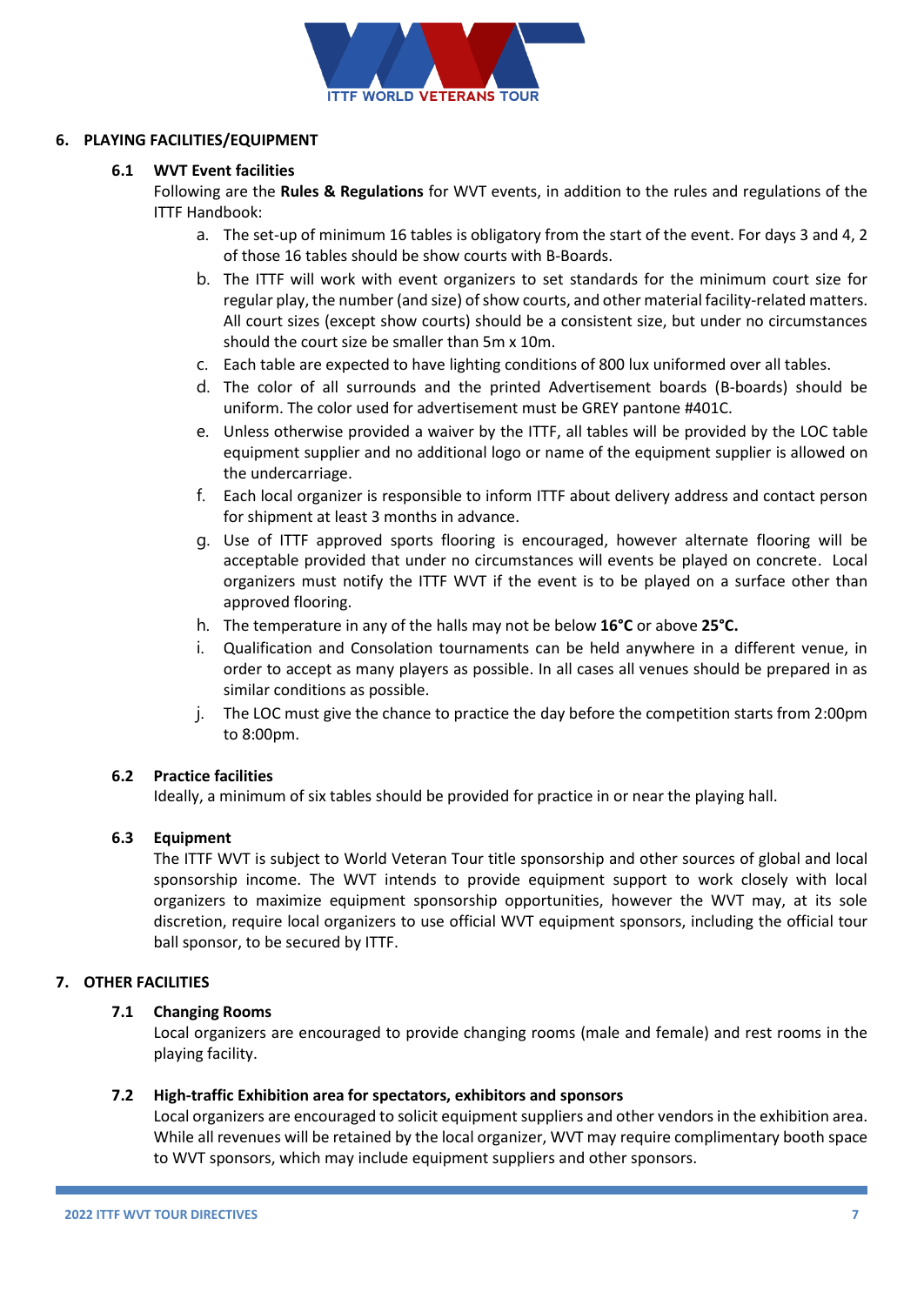## 6. PLAYING FACILITIES/EQUIPMENT

### 6.1 WVT Event facilities

Following are the **Rules & Regulations** for WVT events, in addition to the rules and regulations of the ITTF Handbook:

a. The set-up of minimum 16 tables is obligatory from the start of the event. For days 3 and 4, 2 of those 16 tables should be show courts with B-Boards.

b. The ITTF will work with event organizers to set standards for the minimum court size for regular play, the number (and size) of show courts, and other material facility-related matters. All court sizes (except show courts) should be a consistent size, but under no circumstances should the court size be smaller than 5m x 10m.

c. Each table are expected to have lighting conditions of 800 lux uniformed over all tables.

d. The color of all surrounds and the printed Advertisement boards (B-boards) should be uniform. The color used for advertisement must be GREY pantone #401C.

e. Unless otherwise provided a waiver by the ITTF, all tables will be provided by the LOC table equipment supplier and no additional logo or name of the equipment supplier is allowed on the undercarriage.

f. Each local organizer is responsible to inform ITTF about delivery address and contact person for shipment at least 3 months in advance.

g. Use of ITTF approved sports flooring is encouraged, however alternate flooring will be acceptable provided that under no circumstances will events be played on concrete. Local organizers must notify the ITTF WVT if the event is to be played on a surface other than approved flooring.

h. The temperature in any of the halls may not be below **16°C** or above **25°C.**

i. Qualification and Consolation tournaments can be held anywhere in a different venue, in order to accept as many players as possible. In all cases all venues should be prepared in as similar conditions as possible.

j. The LOC must give the chance to practice the day before the competition starts from 2:00pm to 8:00pm.

### 6.2 Practice facilities

Ideally, a minimum of six tables should be provided for practice in or near the playing hall.

### 6.3 Equipment

The ITTF WVT is subject to World Veteran Tour title sponsorship and other sources of global and local sponsorship income. The WVT intends to provide equipment support to work closely with local organizers to maximize equipment sponsorship opportunities, however the WVT may, at its sole discretion, require local organizers to use official WVT equipment sponsors, including the official tour ball sponsor, to be secured by ITTF.

## 7. OTHER FACILITIES

### 7.1 Changing Rooms

Local organizers are encouraged to provide changing rooms (male and female) and rest rooms in the playing facility.

### 7.2 High-traffic Exhibition area for spectators, exhibitors and sponsors

Local organizers are encouraged to solicit equipment suppliers and other vendors in the exhibition area. While all revenues will be retained by the local organizer, WVT may require complimentary booth space to WVT sponsors, which may include equipment suppliers and other sponsors.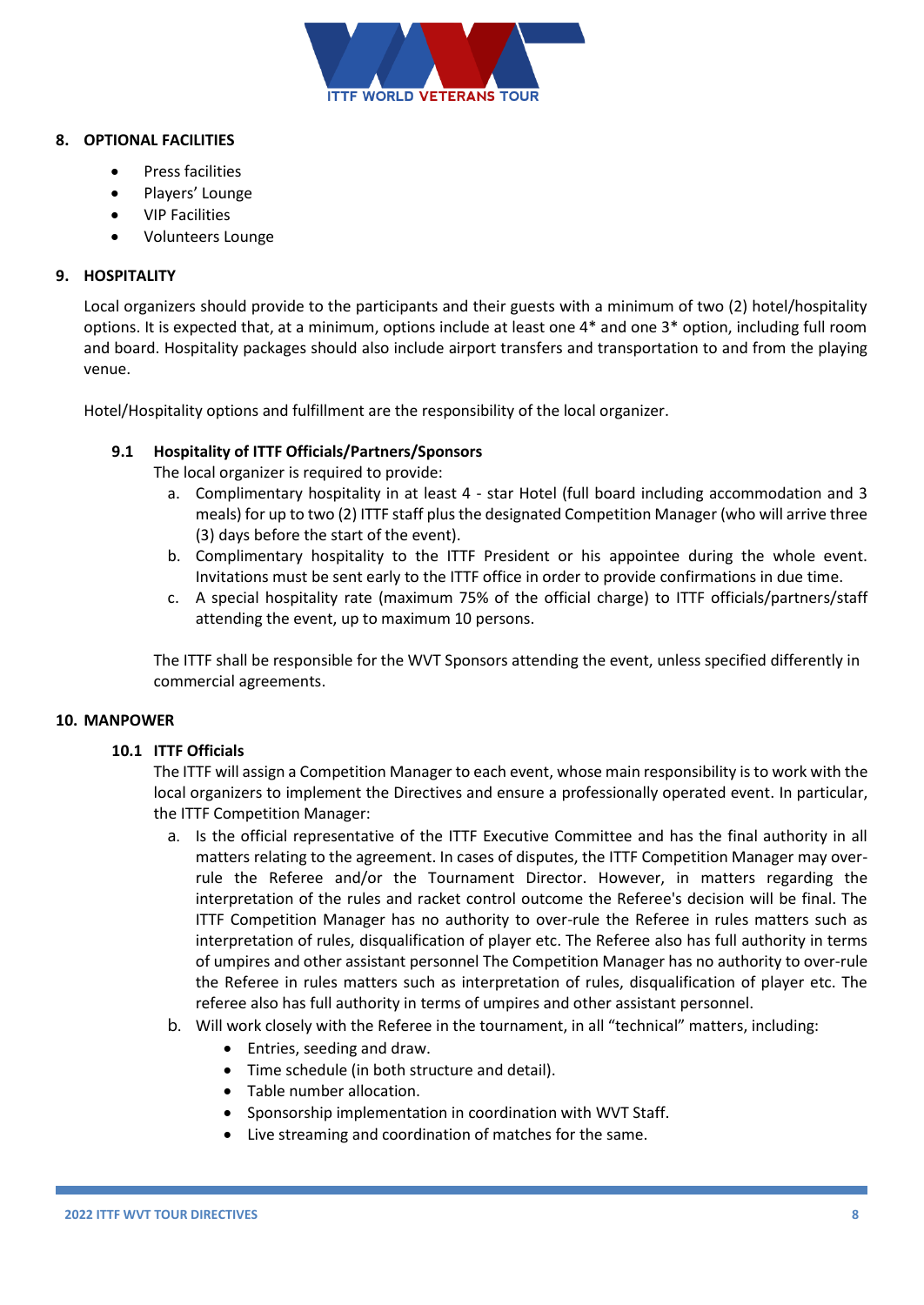## 8. OPTIONAL FACILITIES

- Press facilities
- Players' Lounge
- VIP Facilities
- Volunteers Lounge

## 9. HOSPITALITY

Local organizers should provide to the participants and their guests with a minimum of two (2) hotel/hospitality options. It is expected that, at a minimum, options include at least one 4* and one 3* option, including full room and board. Hospitality packages should also include airport transfers and transportation to and from the playing venue.

Hotel/Hospitality options and fulfillment are the responsibility of the local organizer.

### 9.1 Hospitality of ITTF Officials/Partners/Sponsors

The local organizer is required to provide:

a. Complimentary hospitality in at least 4 - star Hotel (full board including accommodation and 3 meals) for up to two (2) ITTF staff plus the designated Competition Manager (who will arrive three (3) days before the start of the event).
b. Complimentary hospitality to the ITTF President or his appointee during the whole event. Invitations must be sent early to the ITTF office in order to provide confirmations in due time.
c. A special hospitality rate (maximum 75% of the official charge) to ITTF officials/partners/staff attending the event, up to maximum 10 persons.

The ITTF shall be responsible for the WVT Sponsors attending the event, unless specified differently in commercial agreements.

## 10. MANPOWER

### 10.1 ITTF Officials

The ITTF will assign a Competition Manager to each event, whose main responsibility is to work with the local organizers to implement the Directives and ensure a professionally operated event. In particular, the ITTF Competition Manager:

a. Is the official representative of the ITTF Executive Committee and has the final authority in all matters relating to the agreement. In cases of disputes, the ITTF Competition Manager may over-rule the Referee and/or the Tournament Director. However, in matters regarding the interpretation of the rules and racket control outcome the Referee's decision will be final. The ITTF Competition Manager has no authority to over-rule the Referee in rules matters such as interpretation of rules, disqualification of player etc. The Referee also has full authority in terms of umpires and other assistant personnel The Competition Manager has no authority to over-rule the Referee in rules matters such as interpretation of rules, disqualification of player etc. The referee also has full authority in terms of umpires and other assistant personnel.
b. Will work closely with the Referee in the tournament, in all "technical" matters, including:
    - Entries, seeding and draw.
    - Time schedule (in both structure and detail).
    - Table number allocation.
    - Sponsorship implementation in coordination with WVT Staff.
    - Live streaming and coordination of matches for the same.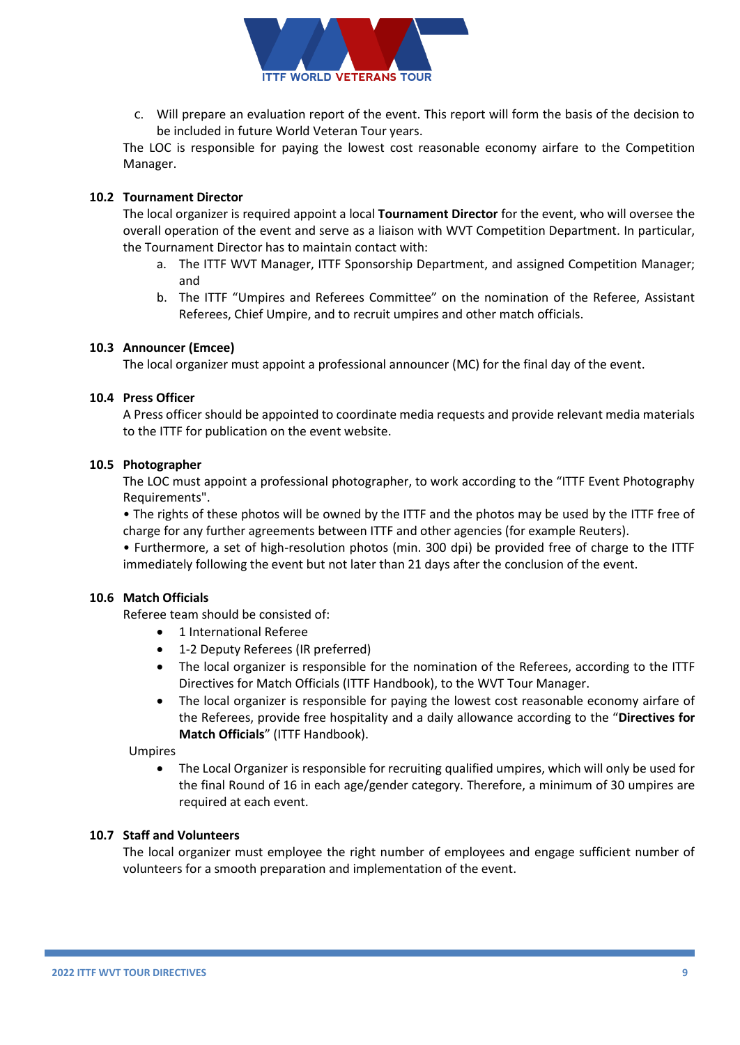c. Will prepare an evaluation report of the event. This report will form the basis of the decision to be included in future World Veteran Tour years.

The LOC is responsible for paying the lowest cost reasonable economy airfare to the Competition Manager.

### 10.2 Tournament Director

The local organizer is required appoint a local **Tournament Director** for the event, who will oversee the overall operation of the event and serve as a liaison with WVT Competition Department. In particular, the Tournament Director has to maintain contact with:

a. The ITTF WVT Manager, ITTF Sponsorship Department, and assigned Competition Manager; and
b. The ITTF "Umpires and Referees Committee" on the nomination of the Referee, Assistant Referees, Chief Umpire, and to recruit umpires and other match officials.

### 10.3 Announcer (Emcee)

The local organizer must appoint a professional announcer (MC) for the final day of the event.

### 10.4 Press Officer

A Press officer should be appointed to coordinate media requests and provide relevant media materials to the ITTF for publication on the event website.

### 10.5 Photographer

The LOC must appoint a professional photographer, to work according to the "ITTF Event Photography Requirements".

• The rights of these photos will be owned by the ITTF and the photos may be used by the ITTF free of charge for any further agreements between ITTF and other agencies (for example Reuters).

• Furthermore, a set of high-resolution photos (min. 300 dpi) be provided free of charge to the ITTF immediately following the event but not later than 21 days after the conclusion of the event.

### 10.6 Match Officials

Referee team should be consisted of:

- 1 International Referee
- 1-2 Deputy Referees (IR preferred)
- The local organizer is responsible for the nomination of the Referees, according to the ITTF Directives for Match Officials (ITTF Handbook), to the WVT Tour Manager.
- The local organizer is responsible for paying the lowest cost reasonable economy airfare of the Referees, provide free hospitality and a daily allowance according to the "**Directives for Match Officials**" (ITTF Handbook).

Umpires

- The Local Organizer is responsible for recruiting qualified umpires, which will only be used for the final Round of 16 in each age/gender category. Therefore, a minimum of 30 umpires are required at each event.

### 10.7 Staff and Volunteers

The local organizer must employee the right number of employees and engage sufficient number of volunteers for a smooth preparation and implementation of the event.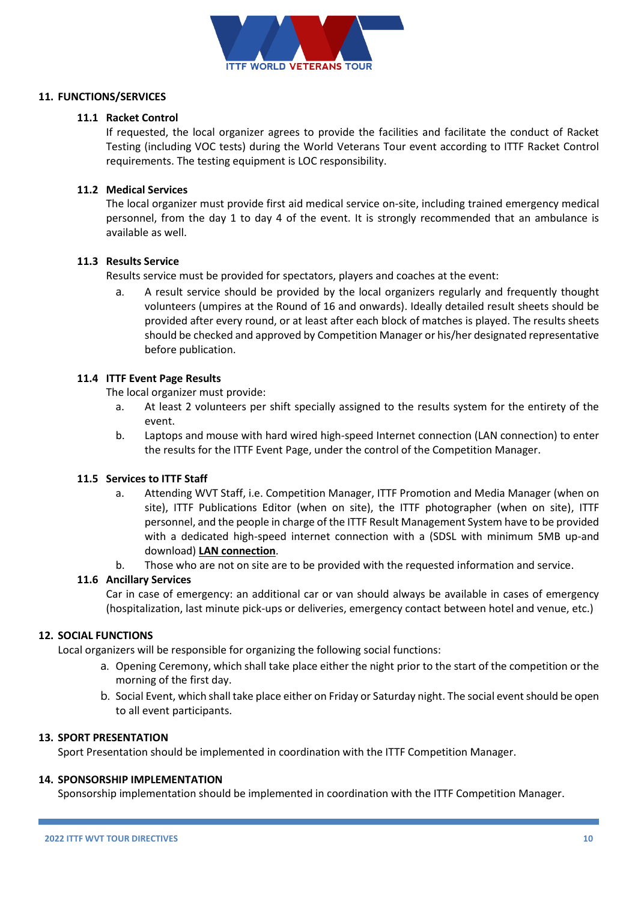## 11. FUNCTIONS/SERVICES

### 11.1 Racket Control

If requested, the local organizer agrees to provide the facilities and facilitate the conduct of Racket Testing (including VOC tests) during the World Veterans Tour event according to ITTF Racket Control requirements. The testing equipment is LOC responsibility.

### 11.2 Medical Services

The local organizer must provide first aid medical service on-site, including trained emergency medical personnel, from the day 1 to day 4 of the event. It is strongly recommended that an ambulance is available as well.

### 11.3 Results Service

Results service must be provided for spectators, players and coaches at the event:

a. A result service should be provided by the local organizers regularly and frequently thought volunteers (umpires at the Round of 16 and onwards). Ideally detailed result sheets should be provided after every round, or at least after each block of matches is played. The results sheets should be checked and approved by Competition Manager or his/her designated representative before publication.

### 11.4 ITTF Event Page Results

The local organizer must provide:

a. At least 2 volunteers per shift specially assigned to the results system for the entirety of the event.
b. Laptops and mouse with hard wired high-speed Internet connection (LAN connection) to enter the results for the ITTF Event Page, under the control of the Competition Manager.

### 11.5 Services to ITTF Staff

a. Attending WVT Staff, i.e. Competition Manager, ITTF Promotion and Media Manager (when on site), ITTF Publications Editor (when on site), the ITTF photographer (when on site), ITTF personnel, and the people in charge of the ITTF Result Management System have to be provided with a dedicated high-speed internet connection with a (SDSL with minimum 5MB up-and download) **LAN connection**.
b. Those who are not on site are to be provided with the requested information and service.

### 11.6 Ancillary Services

Car in case of emergency: an additional car or van should always be available in cases of emergency (hospitalization, last minute pick-ups or deliveries, emergency contact between hotel and venue, etc.)

## 12. SOCIAL FUNCTIONS

Local organizers will be responsible for organizing the following social functions:

a. Opening Ceremony, which shall take place either the night prior to the start of the competition or the morning of the first day.
b. Social Event, which shall take place either on Friday or Saturday night. The social event should be open to all event participants.

## 13. SPORT PRESENTATION

Sport Presentation should be implemented in coordination with the ITTF Competition Manager.

## 14. SPONSORSHIP IMPLEMENTATION

Sponsorship implementation should be implemented in coordination with the ITTF Competition Manager.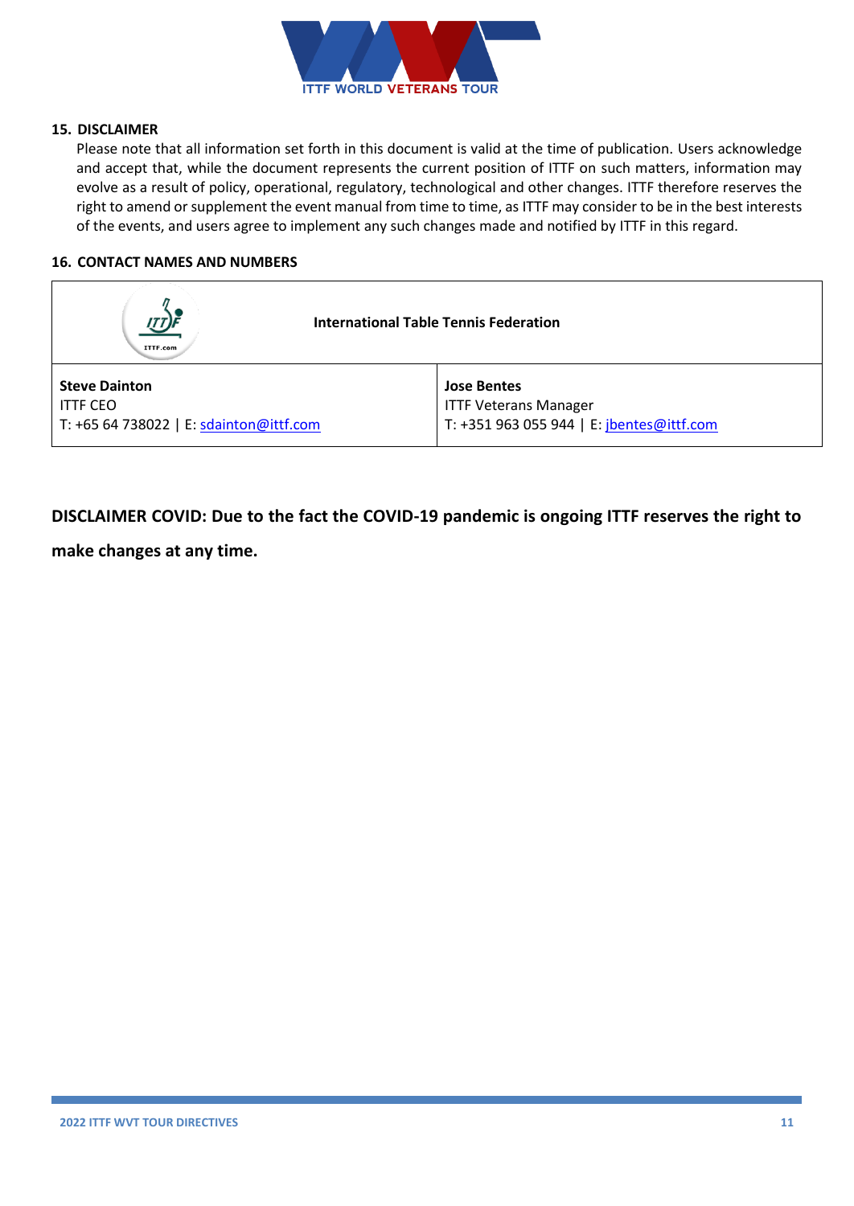## 15. DISCLAIMER

Please note that all information set forth in this document is valid at the time of publication. Users acknowledge and accept that, while the document represents the current position of ITTF on such matters, information may evolve as a result of policy, operational, regulatory, technological and other changes. ITTF therefore reserves the right to amend or supplement the event manual from time to time, as ITTF may consider to be in the best interests of the events, and users agree to implement any such changes made and notified by ITTF in this regard.

## 16. CONTACT NAMES AND NUMBERS

| International Table Tennis Federation | |
|---|---|
| **Steve Dainton**<br>ITTF CEO<br>T: +65 64 738022 \| E: sdainton@ittf.com | **Jose Bentes**<br>ITTF Veterans Manager<br>T: +351 963 055 944 \| E: jbentes@ittf.com |

**DISCLAIMER COVID: Due to the fact the COVID-19 pandemic is ongoing ITTF reserves the right to make changes at any time.**